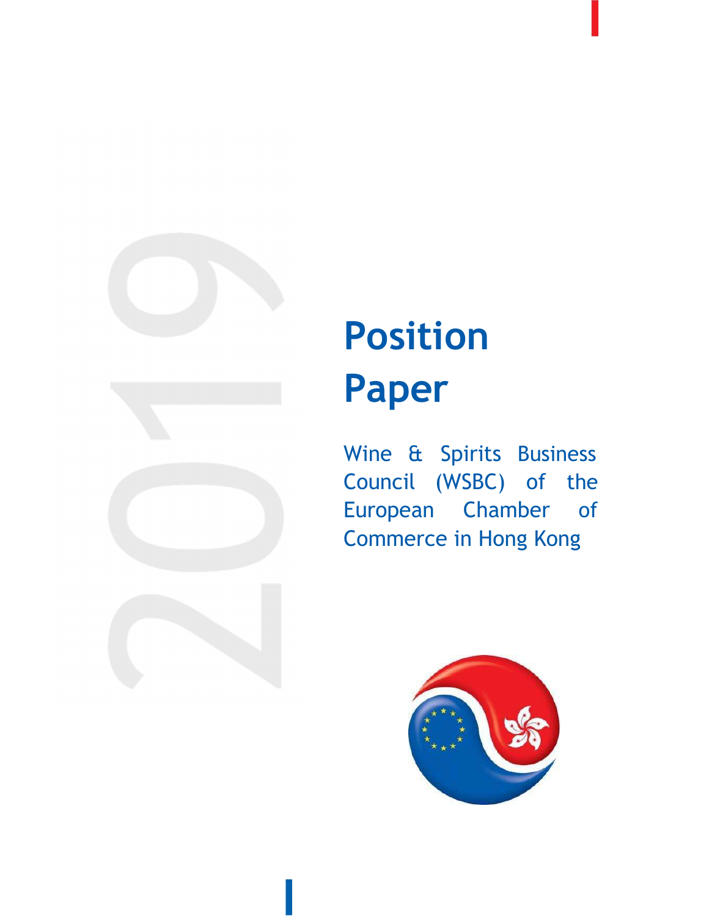2019

# Position Paper

Wine & Spirits Business Council (WSBC) of the European Chamber of Commerce in Hong Kong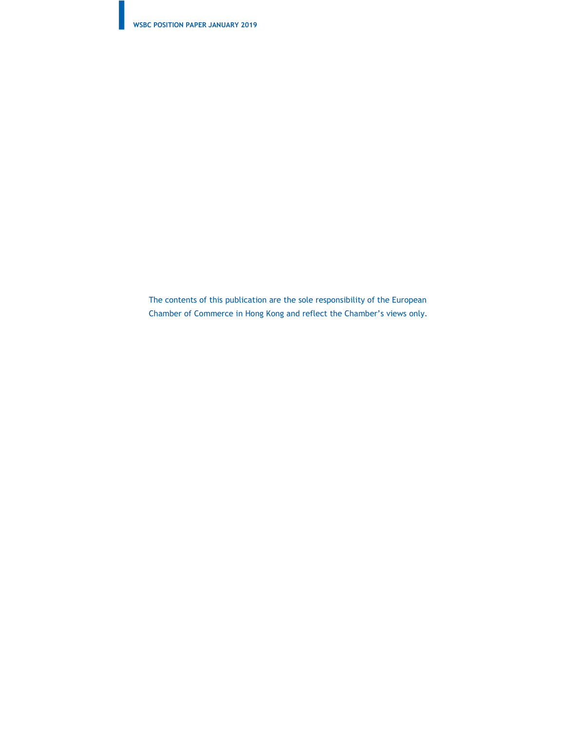The contents of this publication are the sole responsibility of the European Chamber of Commerce in Hong Kong and reflect the Chamber’s views only.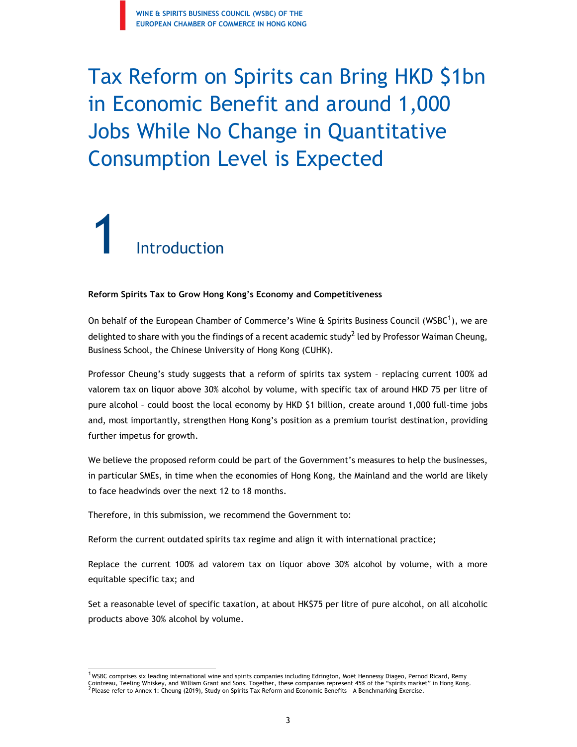# Tax Reform on Spirits can Bring HKD $1bn in Economic Benefit and around 1,000 Jobs While No Change in Quantitative Consumption Level is Expected

## 1 Introduction

**Reform Spirits Tax to Grow Hong Kong's Economy and Competitiveness**

On behalf of the European Chamber of Commerce's Wine & Spirits Business Council (WSBC[1]), we are delighted to share with you the findings of a recent academic study[2] led by Professor Waiman Cheung, Business School, the Chinese University of Hong Kong (CUHK).

Professor Cheung's study suggests that a reform of spirits tax system – replacing current 100% ad valorem tax on liquor above 30% alcohol by volume, with specific tax of around HKD 75 per litre of pure alcohol – could boost the local economy by HKD $1 billion, create around 1,000 full-time jobs and, most importantly, strengthen Hong Kong's position as a premium tourist destination, providing further impetus for growth.

We believe the proposed reform could be part of the Government's measures to help the businesses, in particular SMEs, in time when the economies of Hong Kong, the Mainland and the world are likely to face headwinds over the next 12 to 18 months.

Therefore, in this submission, we recommend the Government to:

Reform the current outdated spirits tax regime and align it with international practice;

Replace the current 100% ad valorem tax on liquor above 30% alcohol by volume, with a more equitable specific tax; and

Set a reasonable level of specific taxation, at about HK$75 per litre of pure alcohol, on all alcoholic products above 30% alcohol by volume.

---

[1] WSBC comprises six leading international wine and spirits companies including Edrington, Moët Hennessy Diageo, Pernod Ricard, Remy Cointreau, Teeling Whiskey, and William Grant and Sons. Together, these companies represent 45% of the "spirits market" in Hong Kong.

[2] Please refer to Annex 1: Cheung (2019), Study on Spirits Tax Reform and Economic Benefits – A Benchmarking Exercise.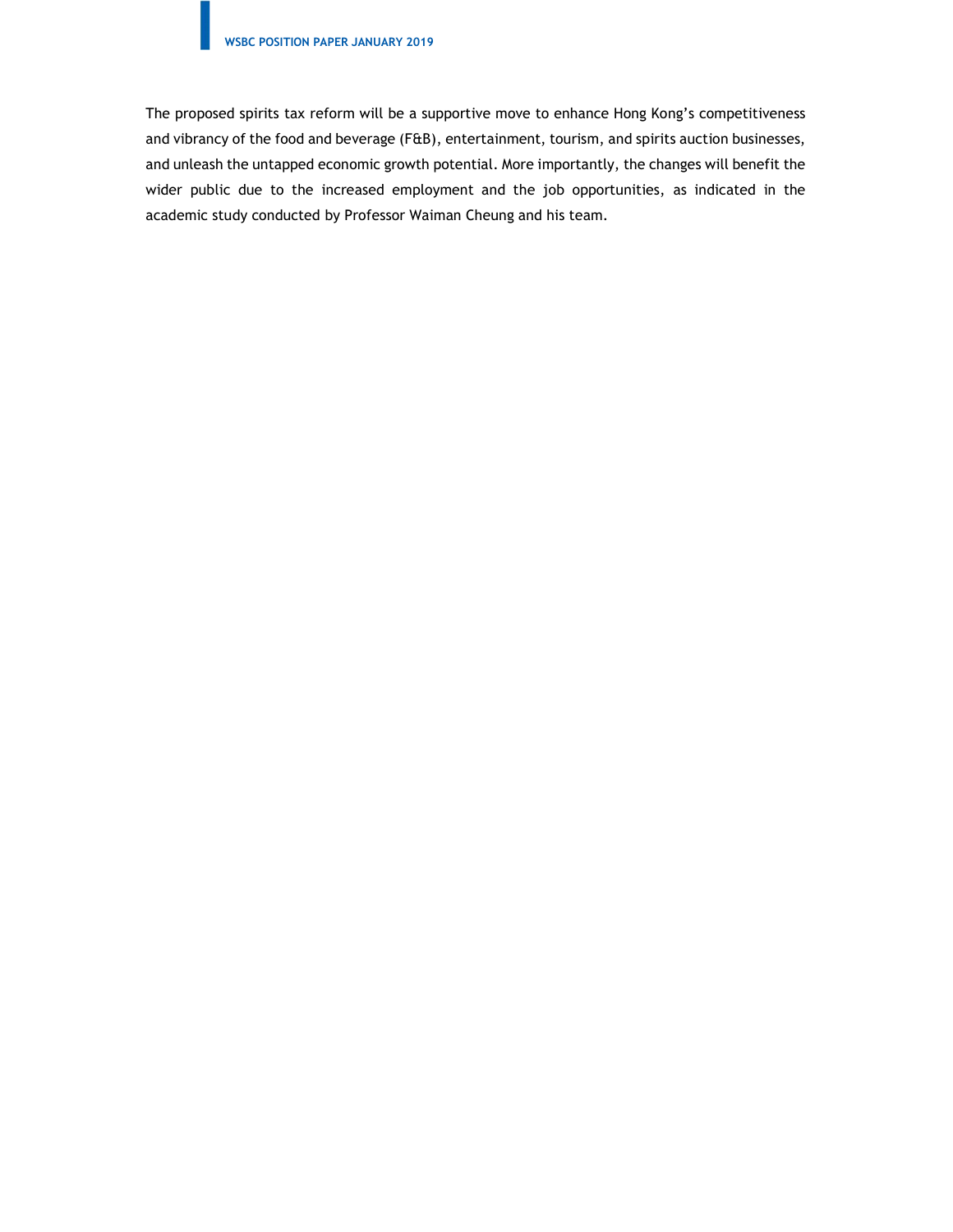The proposed spirits tax reform will be a supportive move to enhance Hong Kong's competitiveness and vibrancy of the food and beverage (F&B), entertainment, tourism, and spirits auction businesses, and unleash the untapped economic growth potential. More importantly, the changes will benefit the wider public due to the increased employment and the job opportunities, as indicated in the academic study conducted by Professor Waiman Cheung and his team.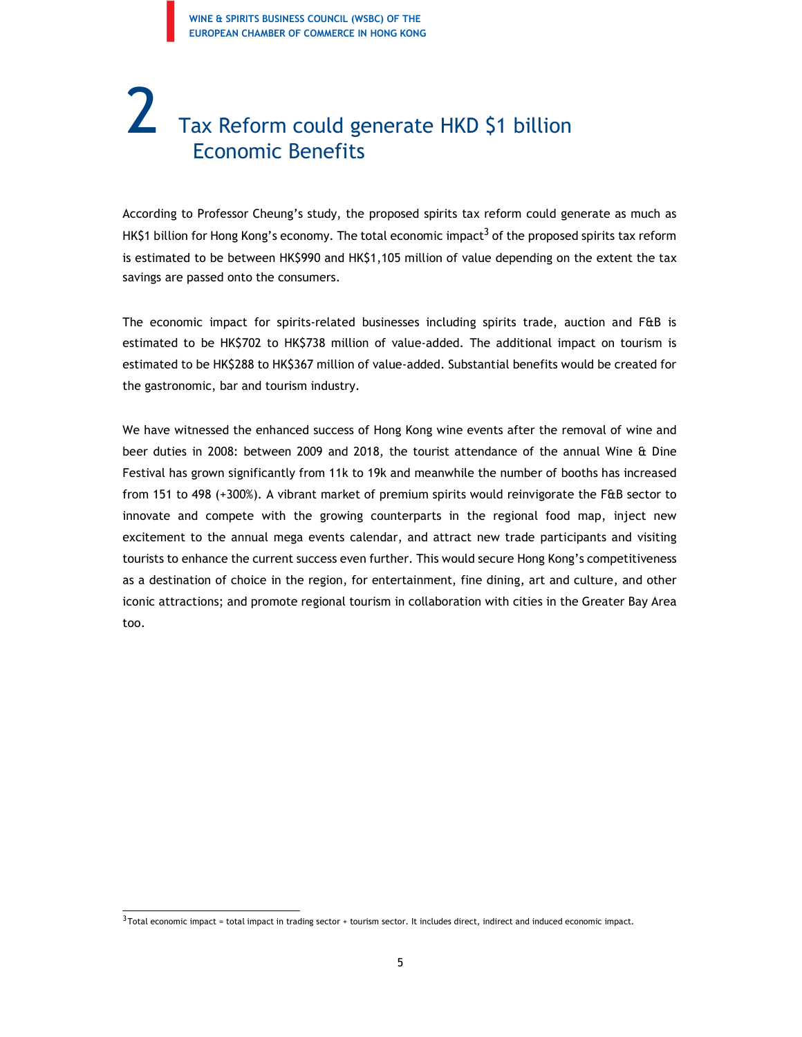# 2 Tax Reform could generate HKD $1 billion Economic Benefits

According to Professor Cheung's study, the proposed spirits tax reform could generate as much as HK$1 billion for Hong Kong's economy. The total economic impact[3] of the proposed spirits tax reform is estimated to be between HK$990 and HK$1,105 million of value depending on the extent the tax savings are passed onto the consumers.

The economic impact for spirits-related businesses including spirits trade, auction and F&B is estimated to be HK$702 to HK$738 million of value-added. The additional impact on tourism is estimated to be HK$288 to HK$367 million of value-added. Substantial benefits would be created for the gastronomic, bar and tourism industry.

We have witnessed the enhanced success of Hong Kong wine events after the removal of wine and beer duties in 2008: between 2009 and 2018, the tourist attendance of the annual Wine & Dine Festival has grown significantly from 11k to 19k and meanwhile the number of booths has increased from 151 to 498 (+300%). A vibrant market of premium spirits would reinvigorate the F&B sector to innovate and compete with the growing counterparts in the regional food map, inject new excitement to the annual mega events calendar, and attract new trade participants and visiting tourists to enhance the current success even further. This would secure Hong Kong's competitiveness as a destination of choice in the region, for entertainment, fine dining, art and culture, and other iconic attractions; and promote regional tourism in collaboration with cities in the Greater Bay Area too.

---

[3] Total economic impact = total impact in trading sector + tourism sector. It includes direct, indirect and induced economic impact.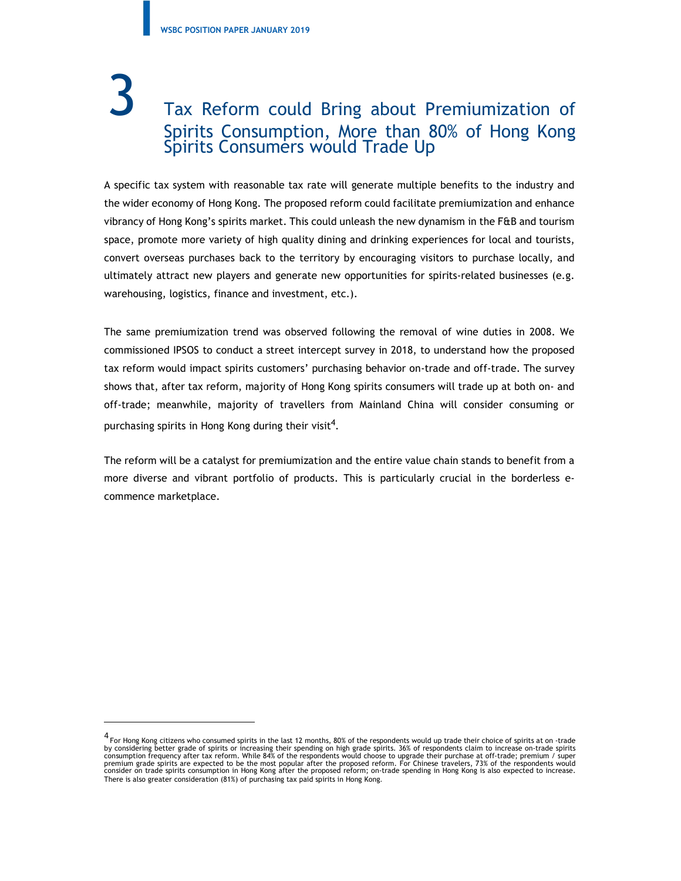# 3 Tax Reform could Bring about Premiumization of Spirits Consumption, More than 80% of Hong Kong Spirits Consumers would Trade Up

A specific tax system with reasonable tax rate will generate multiple benefits to the industry and the wider economy of Hong Kong. The proposed reform could facilitate premiumization and enhance vibrancy of Hong Kong's spirits market. This could unleash the new dynamism in the F&B and tourism space, promote more variety of high quality dining and drinking experiences for local and tourists, convert overseas purchases back to the territory by encouraging visitors to purchase locally, and ultimately attract new players and generate new opportunities for spirits-related businesses (e.g. warehousing, logistics, finance and investment, etc.).

The same premiumization trend was observed following the removal of wine duties in 2008. We commissioned IPSOS to conduct a street intercept survey in 2018, to understand how the proposed tax reform would impact spirits customers' purchasing behavior on-trade and off-trade. The survey shows that, after tax reform, majority of Hong Kong spirits consumers will trade up at both on- and off-trade; meanwhile, majority of travellers from Mainland China will consider consuming or purchasing spirits in Hong Kong during their visit[4].

The reform will be a catalyst for premiumization and the entire value chain stands to benefit from a more diverse and vibrant portfolio of products. This is particularly crucial in the borderless e-commerce marketplace.

---

[4] For Hong Kong citizens who consumed spirits in the last 12 months, 80% of the respondents would up trade their choice of spirits at on -trade by considering better grade of spirits or increasing their spending on high grade spirits. 36% of respondents claim to increase on-trade spirits consumption frequency after tax reform. While 84% of the respondents would choose to upgrade their purchase at off-trade; premium / super premium grade spirits are expected to be the most popular after the proposed reform. For Chinese travelers, 73% of the respondents would consider on trade spirits consumption in Hong Kong after the proposed reform; on-trade spending in Hong Kong is also expected to increase. There is also greater consideration (81%) of purchasing tax paid spirits in Hong Kong.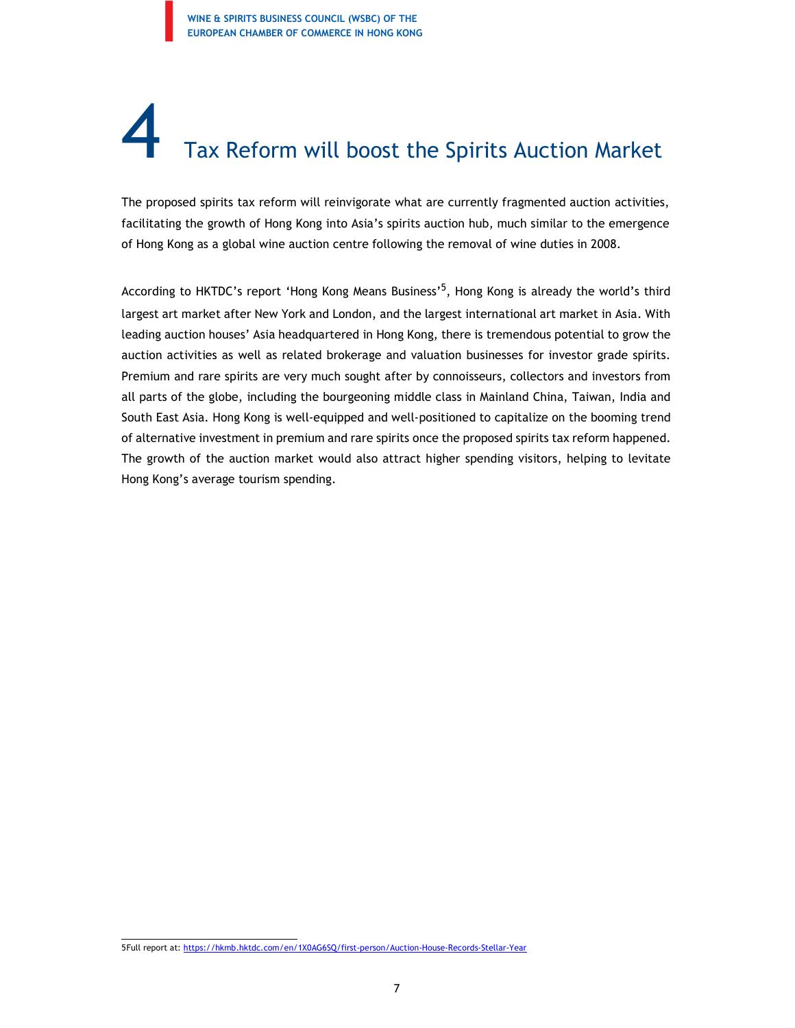# 4 Tax Reform will boost the Spirits Auction Market

The proposed spirits tax reform will reinvigorate what are currently fragmented auction activities, facilitating the growth of Hong Kong into Asia's spirits auction hub, much similar to the emergence of Hong Kong as a global wine auction centre following the removal of wine duties in 2008.

According to HKTDC's report 'Hong Kong Means Business'[5], Hong Kong is already the world's third largest art market after New York and London, and the largest international art market in Asia. With leading auction houses' Asia headquartered in Hong Kong, there is tremendous potential to grow the auction activities as well as related brokerage and valuation businesses for investor grade spirits. Premium and rare spirits are very much sought after by connoisseurs, collectors and investors from all parts of the globe, including the bourgeoning middle class in Mainland China, Taiwan, India and South East Asia. Hong Kong is well-equipped and well-positioned to capitalize on the booming trend of alternative investment in premium and rare spirits once the proposed spirits tax reform happened. The growth of the auction market would also attract higher spending visitors, helping to levitate Hong Kong's average tourism spending.

---

5Full report at: https://hkmb.hktdc.com/en/1X0AG6SQ/first-person/Auction-House-Records-Stellar-Year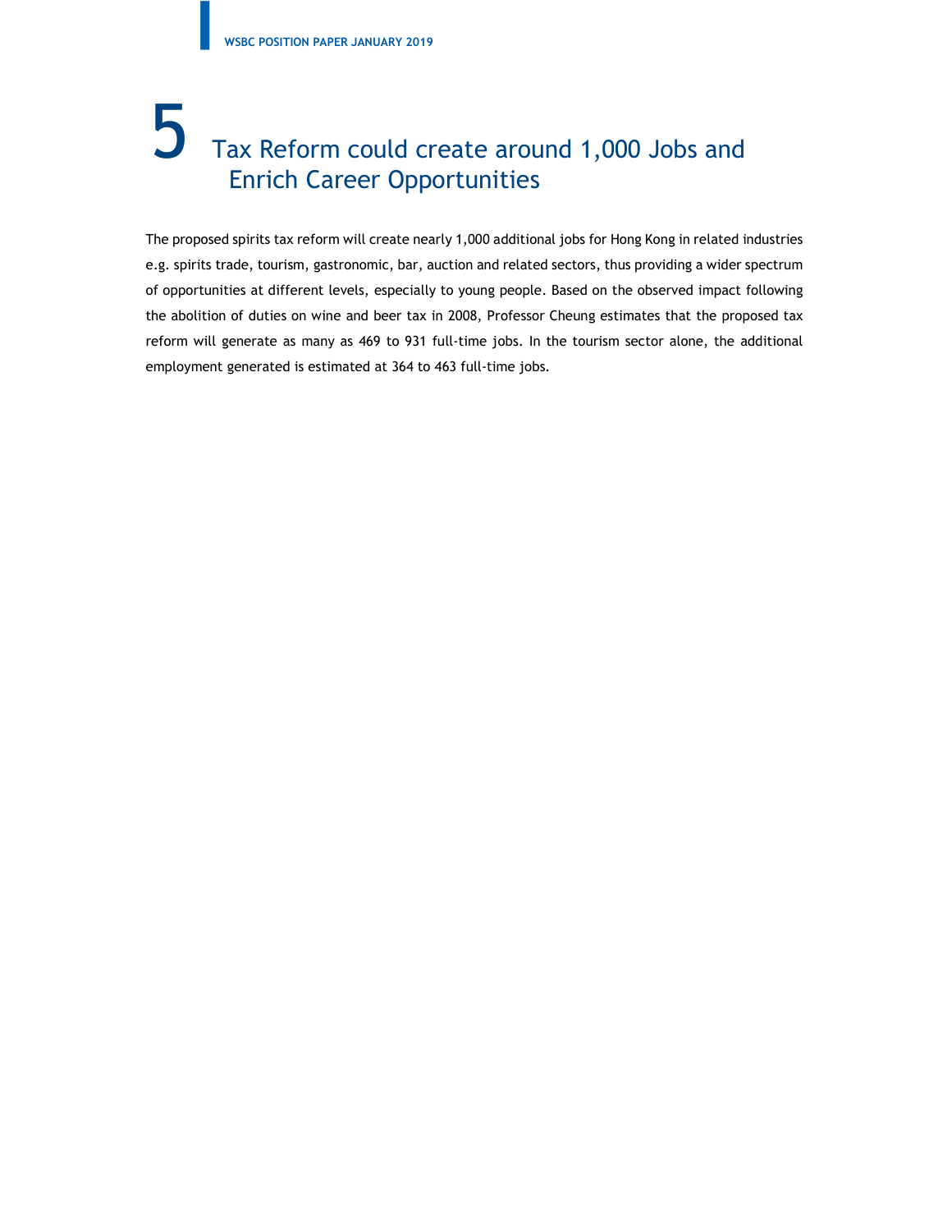# 5 Tax Reform could create around 1,000 Jobs and Enrich Career Opportunities

The proposed spirits tax reform will create nearly 1,000 additional jobs for Hong Kong in related industries e.g. spirits trade, tourism, gastronomic, bar, auction and related sectors, thus providing a wider spectrum of opportunities at different levels, especially to young people. Based on the observed impact following the abolition of duties on wine and beer tax in 2008, Professor Cheung estimates that the proposed tax reform will generate as many as 469 to 931 full-time jobs. In the tourism sector alone, the additional employment generated is estimated at 364 to 463 full-time jobs.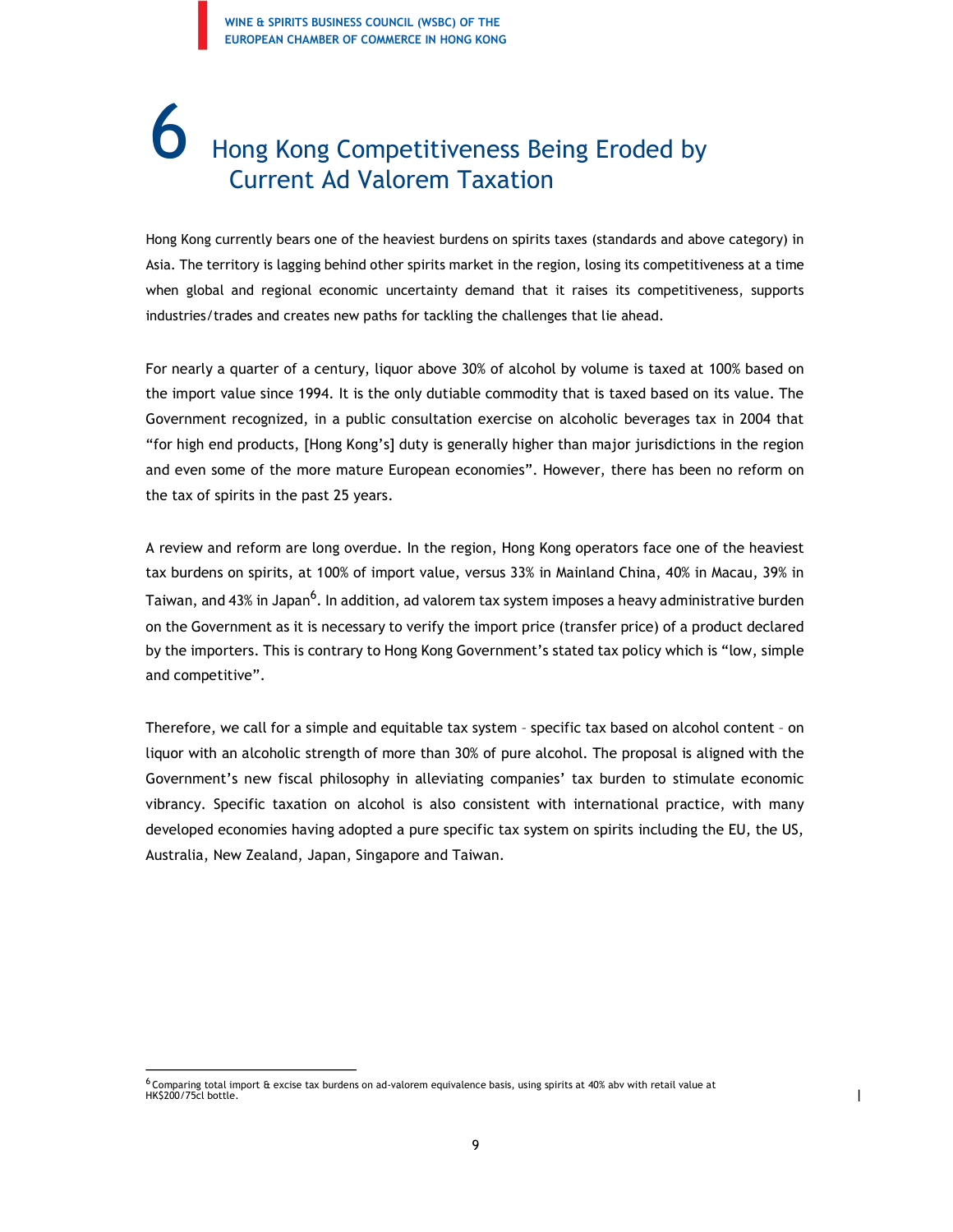# 6 Hong Kong Competitiveness Being Eroded by Current Ad Valorem Taxation

Hong Kong currently bears one of the heaviest burdens on spirits taxes (standards and above category) in Asia. The territory is lagging behind other spirits market in the region, losing its competitiveness at a time when global and regional economic uncertainty demand that it raises its competitiveness, supports industries/trades and creates new paths for tackling the challenges that lie ahead.

For nearly a quarter of a century, liquor above 30% of alcohol by volume is taxed at 100% based on the import value since 1994. It is the only dutiable commodity that is taxed based on its value. The Government recognized, in a public consultation exercise on alcoholic beverages tax in 2004 that "for high end products, [Hong Kong's] duty is generally higher than major jurisdictions in the region and even some of the more mature European economies". However, there has been no reform on the tax of spirits in the past 25 years.

A review and reform are long overdue. In the region, Hong Kong operators face one of the heaviest tax burdens on spirits, at 100% of import value, versus 33% in Mainland China, 40% in Macau, 39% in Taiwan, and 43% in Japan[6]. In addition, ad valorem tax system imposes a heavy administrative burden on the Government as it is necessary to verify the import price (transfer price) of a product declared by the importers. This is contrary to Hong Kong Government's stated tax policy which is "low, simple and competitive".

Therefore, we call for a simple and equitable tax system – specific tax based on alcohol content – on liquor with an alcoholic strength of more than 30% of pure alcohol. The proposal is aligned with the Government's new fiscal philosophy in alleviating companies' tax burden to stimulate economic vibrancy. Specific taxation on alcohol is also consistent with international practice, with many developed economies having adopted a pure specific tax system on spirits including the EU, the US, Australia, New Zealand, Japan, Singapore and Taiwan.

---

[6] Comparing total import & excise tax burdens on ad-valorem equivalence basis, using spirits at 40% abv with retail value at HK$200/75cl bottle.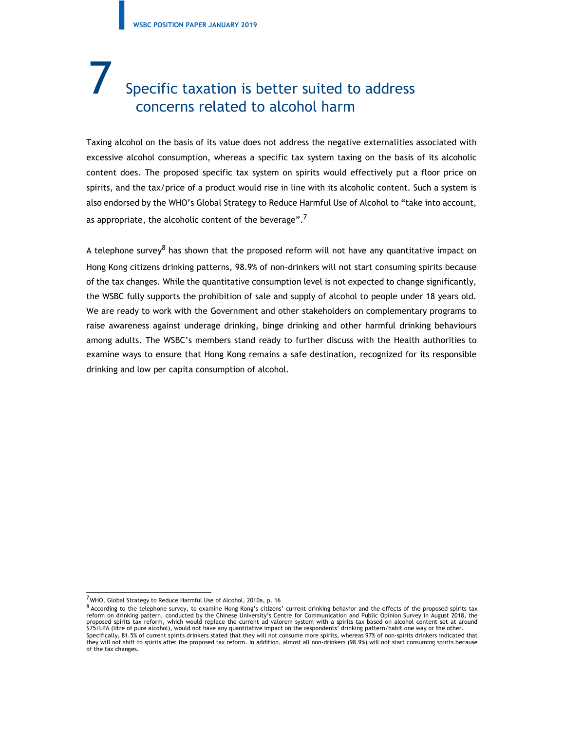# 7 Specific taxation is better suited to address concerns related to alcohol harm

Taxing alcohol on the basis of its value does not address the negative externalities associated with excessive alcohol consumption, whereas a specific tax system taxing on the basis of its alcoholic content does. The proposed specific tax system on spirits would effectively put a floor price on spirits, and the tax/price of a product would rise in line with its alcoholic content. Such a system is also endorsed by the WHO's Global Strategy to Reduce Harmful Use of Alcohol to "take into account, as appropriate, the alcoholic content of the beverage".[7]

A telephone survey[8] has shown that the proposed reform will not have any quantitative impact on Hong Kong citizens drinking patterns, 98.9% of non-drinkers will not start consuming spirits because of the tax changes. While the quantitative consumption level is not expected to change significantly, the WSBC fully supports the prohibition of sale and supply of alcohol to people under 18 years old. We are ready to work with the Government and other stakeholders on complementary programs to raise awareness against underage drinking, binge drinking and other harmful drinking behaviours among adults. The WSBC's members stand ready to further discuss with the Health authorities to examine ways to ensure that Hong Kong remains a safe destination, recognized for its responsible drinking and low per capita consumption of alcohol.

---

[7] WHO, Global Strategy to Reduce Harmful Use of Alcohol, 2010a, p. 16

[8] According to the telephone survey, to examine Hong Kong's citizens' current drinking behavior and the effects of the proposed spirits tax reform on drinking pattern, conducted by the Chinese University's Centre for Communication and Public Opinion Survey in August 2018, the proposed spirits tax reform, which would replace the current ad valorem system with a spirits tax based on alcohol content set at around $75/LPA (litre of pure alcohol), would not have any quantitative impact on the respondents' drinking pattern/habit one way or the other. Specifically, 81.5% of current spirits drinkers stated that they will not consume more spirits, whereas 97% of non-spirits drinkers indicated that they will not shift to spirits after the proposed tax reform. In addition, almost all non-drinkers (98.9%) will not start consuming spirits because of the tax changes.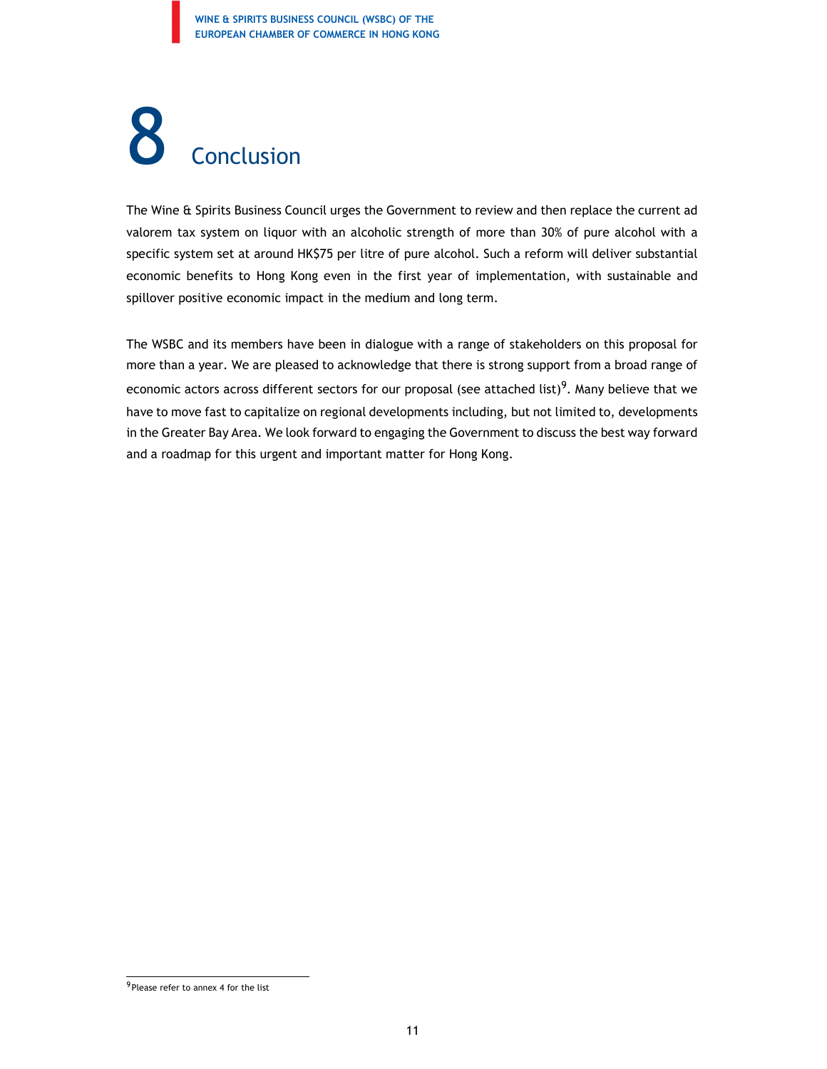# 8 Conclusion

The Wine & Spirits Business Council urges the Government to review and then replace the current ad valorem tax system on liquor with an alcoholic strength of more than 30% of pure alcohol with a specific system set at around HK$75 per litre of pure alcohol. Such a reform will deliver substantial economic benefits to Hong Kong even in the first year of implementation, with sustainable and spillover positive economic impact in the medium and long term.

The WSBC and its members have been in dialogue with a range of stakeholders on this proposal for more than a year. We are pleased to acknowledge that there is strong support from a broad range of economic actors across different sectors for our proposal (see attached list)[9]. Many believe that we have to move fast to capitalize on regional developments including, but not limited to, developments in the Greater Bay Area. We look forward to engaging the Government to discuss the best way forward and a roadmap for this urgent and important matter for Hong Kong.

[9] Please refer to annex 4 for the list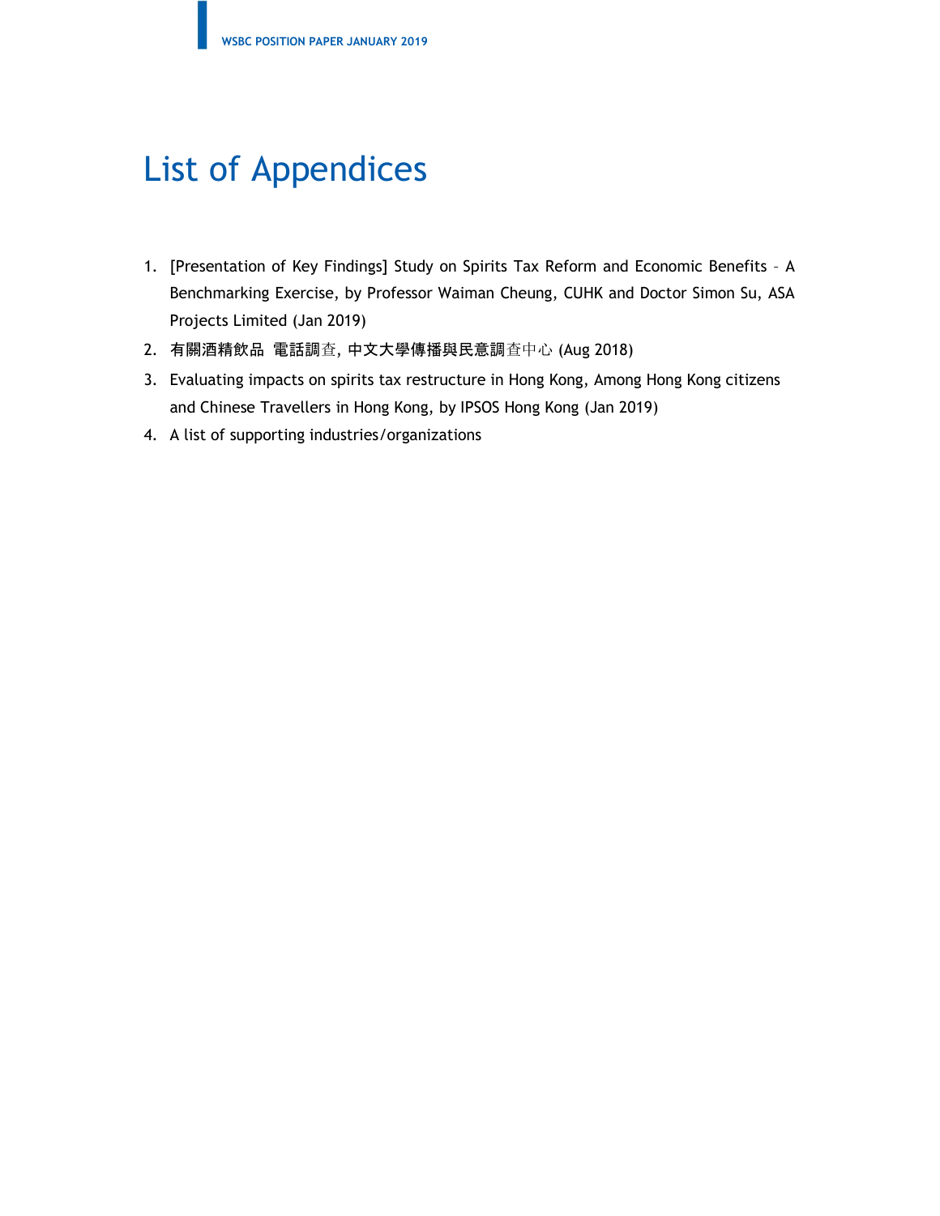# List of Appendices

1. [Presentation of Key Findings] Study on Spirits Tax Reform and Economic Benefits – A Benchmarking Exercise, by Professor Waiman Cheung, CUHK and Doctor Simon Su, ASA Projects Limited (Jan 2019)
2. 有關酒精飲品 電話調查, 中文大學傳播與民意調查中心 (Aug 2018)
3. Evaluating impacts on spirits tax restructure in Hong Kong, Among Hong Kong citizens and Chinese Travellers in Hong Kong, by IPSOS Hong Kong (Jan 2019)
4. A list of supporting industries/organizations